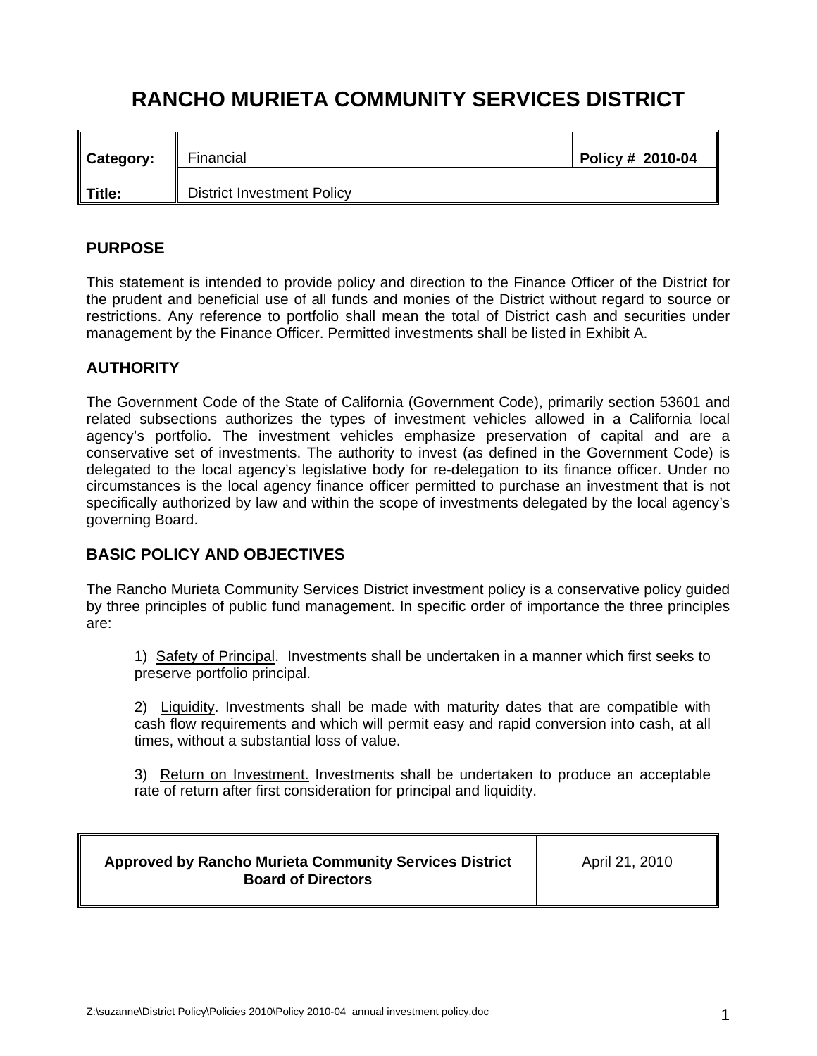# RANCHO MURIETA COMMUNITY SERVICES DISTRICT

| Category: | Financial | Policy # 2010-04 |
|---|---|---|
| Title: | District Investment Policy | |

## PURPOSE

This statement is intended to provide policy and direction to the Finance Officer of the District for the prudent and beneficial use of all funds and monies of the District without regard to source or restrictions. Any reference to portfolio shall mean the total of District cash and securities under management by the Finance Officer. Permitted investments shall be listed in Exhibit A.

## AUTHORITY

The Government Code of the State of California (Government Code), primarily section 53601 and related subsections authorizes the types of investment vehicles allowed in a California local agency's portfolio. The investment vehicles emphasize preservation of capital and are a conservative set of investments. The authority to invest (as defined in the Government Code) is delegated to the local agency's legislative body for re-delegation to its finance officer. Under no circumstances is the local agency finance officer permitted to purchase an investment that is not specifically authorized by law and within the scope of investments delegated by the local agency's governing Board.

## BASIC POLICY AND OBJECTIVES

The Rancho Murieta Community Services District investment policy is a conservative policy guided by three principles of public fund management. In specific order of importance the three principles are:

1) Safety of Principal. Investments shall be undertaken in a manner which first seeks to preserve portfolio principal.

2) Liquidity. Investments shall be made with maturity dates that are compatible with cash flow requirements and which will permit easy and rapid conversion into cash, at all times, without a substantial loss of value.

3) Return on Investment. Investments shall be undertaken to produce an acceptable rate of return after first consideration for principal and liquidity.

| Approved by Rancho Murieta Community Services District Board of Directors | April 21, 2010 |
|---|---|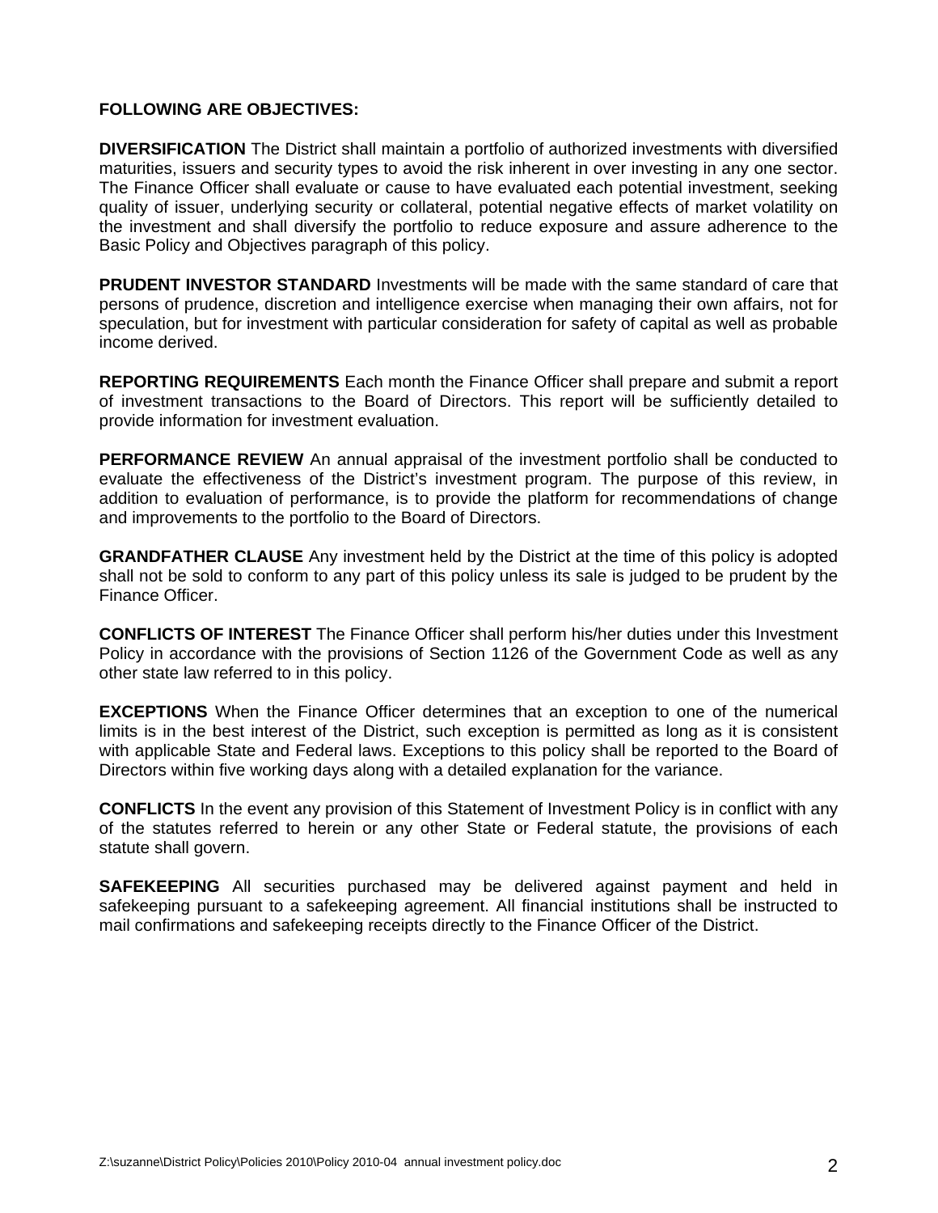**FOLLOWING ARE OBJECTIVES:**

**DIVERSIFICATION** The District shall maintain a portfolio of authorized investments with diversified maturities, issuers and security types to avoid the risk inherent in over investing in any one sector. The Finance Officer shall evaluate or cause to have evaluated each potential investment, seeking quality of issuer, underlying security or collateral, potential negative effects of market volatility on the investment and shall diversify the portfolio to reduce exposure and assure adherence to the Basic Policy and Objectives paragraph of this policy.

**PRUDENT INVESTOR STANDARD** Investments will be made with the same standard of care that persons of prudence, discretion and intelligence exercise when managing their own affairs, not for speculation, but for investment with particular consideration for safety of capital as well as probable income derived.

**REPORTING REQUIREMENTS** Each month the Finance Officer shall prepare and submit a report of investment transactions to the Board of Directors. This report will be sufficiently detailed to provide information for investment evaluation.

**PERFORMANCE REVIEW** An annual appraisal of the investment portfolio shall be conducted to evaluate the effectiveness of the District's investment program. The purpose of this review, in addition to evaluation of performance, is to provide the platform for recommendations of change and improvements to the portfolio to the Board of Directors.

**GRANDFATHER CLAUSE** Any investment held by the District at the time of this policy is adopted shall not be sold to conform to any part of this policy unless its sale is judged to be prudent by the Finance Officer.

**CONFLICTS OF INTEREST** The Finance Officer shall perform his/her duties under this Investment Policy in accordance with the provisions of Section 1126 of the Government Code as well as any other state law referred to in this policy.

**EXCEPTIONS** When the Finance Officer determines that an exception to one of the numerical limits is in the best interest of the District, such exception is permitted as long as it is consistent with applicable State and Federal laws. Exceptions to this policy shall be reported to the Board of Directors within five working days along with a detailed explanation for the variance.

**CONFLICTS** In the event any provision of this Statement of Investment Policy is in conflict with any of the statutes referred to herein or any other State or Federal statute, the provisions of each statute shall govern.

**SAFEKEEPING** All securities purchased may be delivered against payment and held in safekeeping pursuant to a safekeeping agreement. All financial institutions shall be instructed to mail confirmations and safekeeping receipts directly to the Finance Officer of the District.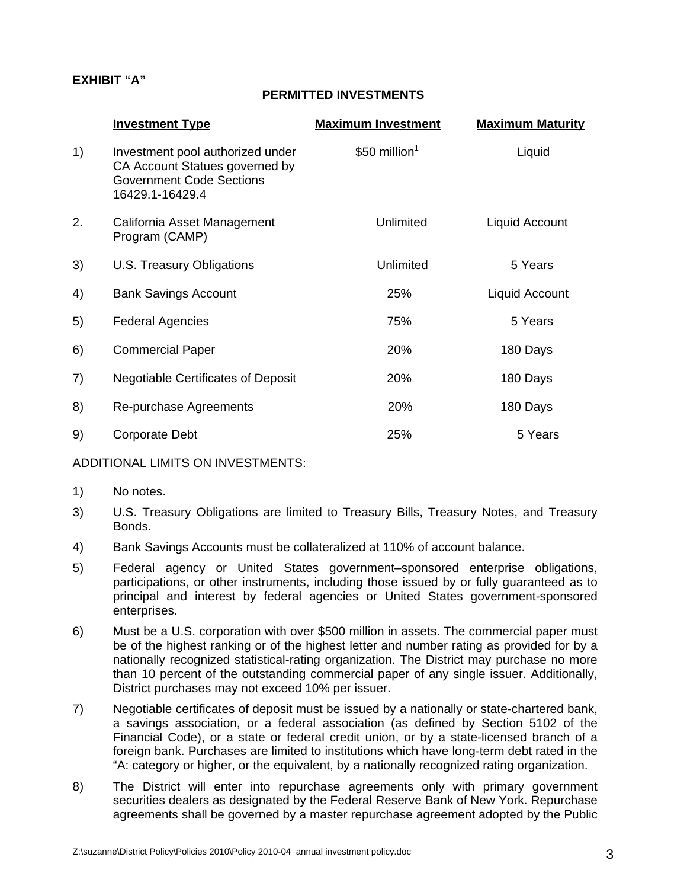**EXHIBIT "A"**

**PERMITTED INVESTMENTS**

| | Investment Type | Maximum Investment | Maximum Maturity |
|---|---|---|---|
| 1) | Investment pool authorized under CA Account Statues governed by Government Code Sections 16429.1-16429.4 | $50 million[1] | Liquid |
| 2. | California Asset Management Program (CAMP) | Unlimited | Liquid Account |
| 3) | U.S. Treasury Obligations | Unlimited | 5 Years |
| 4) | Bank Savings Account | 25% | Liquid Account |
| 5) | Federal Agencies | 75% | 5 Years |
| 6) | Commercial Paper | 20% | 180 Days |
| 7) | Negotiable Certificates of Deposit | 20% | 180 Days |
| 8) | Re-purchase Agreements | 20% | 180 Days |
| 9) | Corporate Debt | 25% | 5 Years |

ADDITIONAL LIMITS ON INVESTMENTS:

1) No notes.

3) U.S. Treasury Obligations are limited to Treasury Bills, Treasury Notes, and Treasury Bonds.

4) Bank Savings Accounts must be collateralized at 110% of account balance.

5) Federal agency or United States government–sponsored enterprise obligations, participations, or other instruments, including those issued by or fully guaranteed as to principal and interest by federal agencies or United States government-sponsored enterprises.

6) Must be a U.S. corporation with over $500 million in assets. The commercial paper must be of the highest ranking or of the highest letter and number rating as provided for by a nationally recognized statistical-rating organization. The District may purchase no more than 10 percent of the outstanding commercial paper of any single issuer. Additionally, District purchases may not exceed 10% per issuer.

7) Negotiable certificates of deposit must be issued by a nationally or state-chartered bank, a savings association, or a federal association (as defined by Section 5102 of the Financial Code), or a state or federal credit union, or by a state-licensed branch of a foreign bank. Purchases are limited to institutions which have long-term debt rated in the "A: category or higher, or the equivalent, by a nationally recognized rating organization.

8) The District will enter into repurchase agreements only with primary government securities dealers as designated by the Federal Reserve Bank of New York. Repurchase agreements shall be governed by a master repurchase agreement adopted by the Public

Z:\suzanne\District Policy\Policies 2010\Policy 2010-04 annual investment policy.doc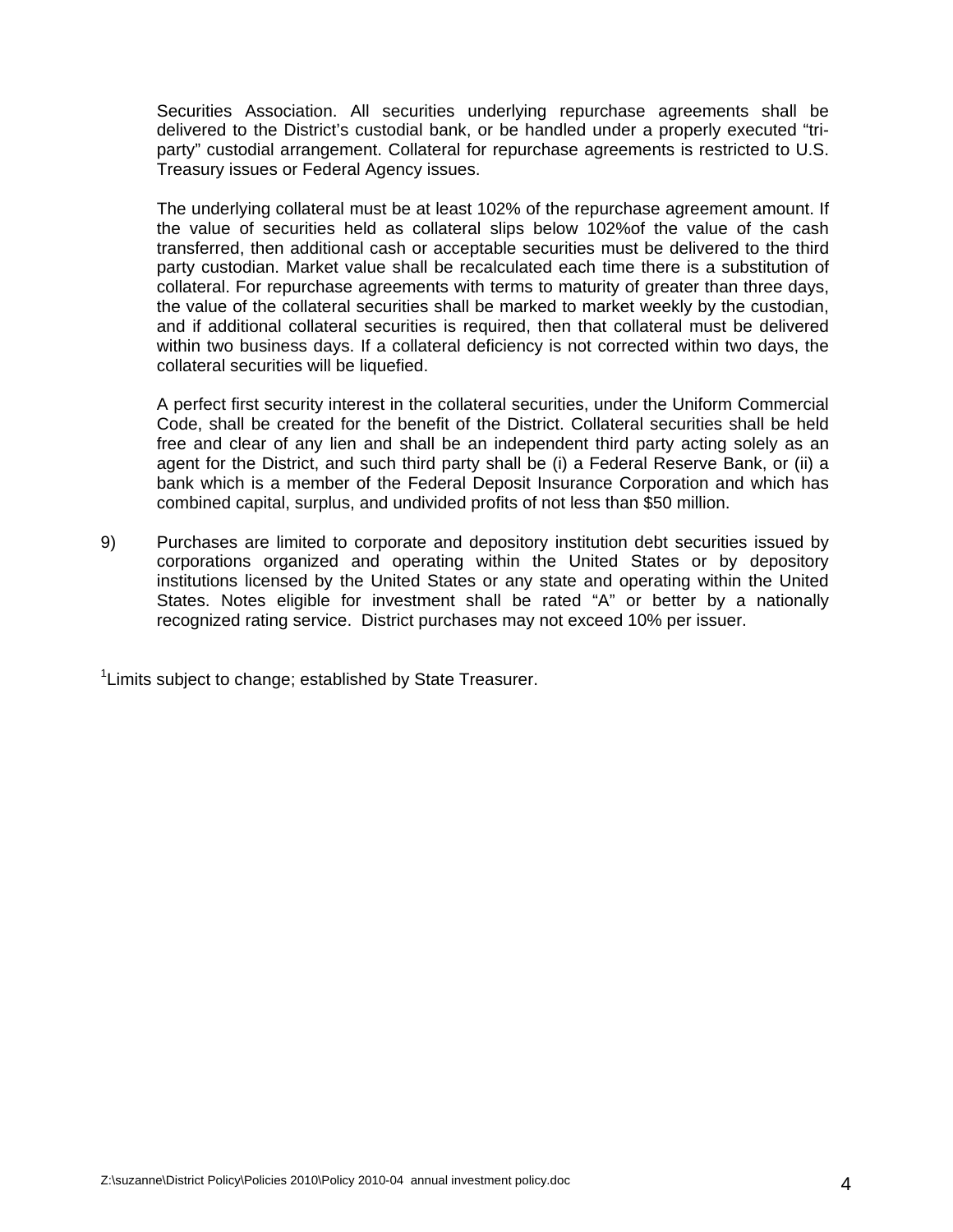Securities Association. All securities underlying repurchase agreements shall be delivered to the District's custodial bank, or be handled under a properly executed "tri-party" custodial arrangement. Collateral for repurchase agreements is restricted to U.S. Treasury issues or Federal Agency issues.

The underlying collateral must be at least 102% of the repurchase agreement amount. If the value of securities held as collateral slips below 102%of the value of the cash transferred, then additional cash or acceptable securities must be delivered to the third party custodian. Market value shall be recalculated each time there is a substitution of collateral. For repurchase agreements with terms to maturity of greater than three days, the value of the collateral securities shall be marked to market weekly by the custodian, and if additional collateral securities is required, then that collateral must be delivered within two business days. If a collateral deficiency is not corrected within two days, the collateral securities will be liquefied.

A perfect first security interest in the collateral securities, under the Uniform Commercial Code, shall be created for the benefit of the District. Collateral securities shall be held free and clear of any lien and shall be an independent third party acting solely as an agent for the District, and such third party shall be (i) a Federal Reserve Bank, or (ii) a bank which is a member of the Federal Deposit Insurance Corporation and which has combined capital, surplus, and undivided profits of not less than $50 million.

9) Purchases are limited to corporate and depository institution debt securities issued by corporations organized and operating within the United States or by depository institutions licensed by the United States or any state and operating within the United States. Notes eligible for investment shall be rated "A" or better by a nationally recognized rating service. District purchases may not exceed 10% per issuer.

[1]Limits subject to change; established by State Treasurer.